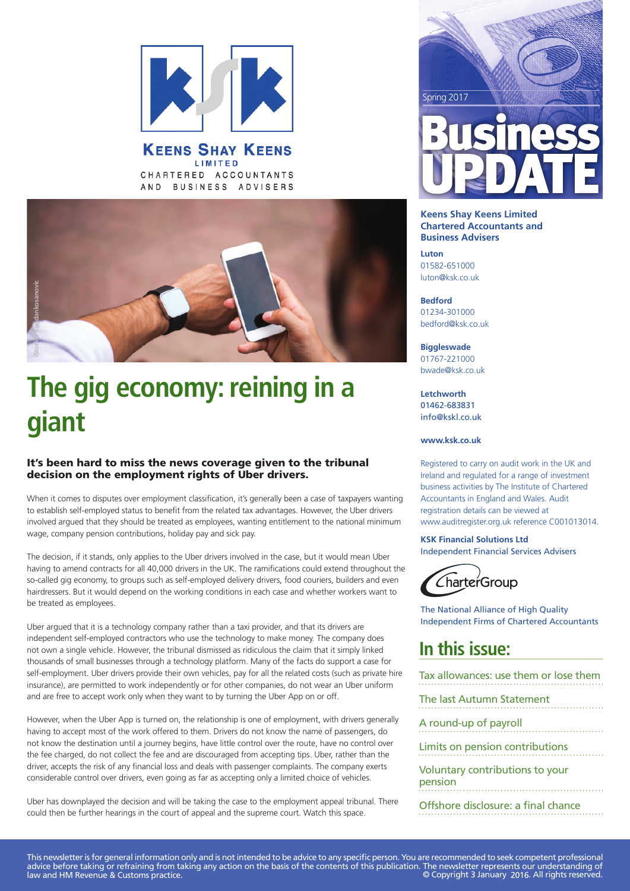KEENS SHAY KEENS LIMITED

CHARTERED ACCOUNTANTS AND BUSINESS ADVISERS

Spring 2017

# Business UPDATE

**Keens Shay Keens Limited Chartered Accountants and Business Advisers**

**Luton**
01582-651000
luton@ksk.co.uk

**Bedford**
01234-301000
bedford@ksk.co.uk

**Biggleswade**
01767-221000
bwade@ksk.co.uk

**Letchworth**
01462-683831
info@kskl.co.uk

**www.ksk.co.uk**

Registered to carry on audit work in the UK and Ireland and regulated for a range of investment business activities by The Institute of Chartered Accountants in England and Wales. Audit registration details can be viewed at www.auditregister.org.uk reference C001013014.

**KSK Financial Solutions Ltd**
Independent Financial Services Advisers

CharterGroup

The National Alliance of High Quality Independent Firms of Chartered Accountants

## In this issue:

- Tax allowances: use them or lose them
- The last Autumn Statement
- A round-up of payroll
- Limits on pension contributions
- Voluntary contributions to your pension
- Offshore disclosure: a final chance

iStock/bogdankosanovic

# The gig economy: reining in a giant

**It's been hard to miss the news coverage given to the tribunal decision on the employment rights of Uber drivers.**

When it comes to disputes over employment classification, it's generally been a case of taxpayers wanting to establish self-employed status to benefit from the related tax advantages. However, the Uber drivers involved argued that they should be treated as employees, wanting entitlement to the national minimum wage, company pension contributions, holiday pay and sick pay.

The decision, if it stands, only applies to the Uber drivers involved in the case, but it would mean Uber having to amend contracts for all 40,000 drivers in the UK. The ramifications could extend throughout the so-called gig economy, to groups such as self-employed delivery drivers, food couriers, builders and even hairdressers. But it would depend on the working conditions in each case and whether workers want to be treated as employees.

Uber argued that it is a technology company rather than a taxi provider, and that its drivers are independent self-employed contractors who use the technology to make money. The company does not own a single vehicle. However, the tribunal dismissed as ridiculous the claim that it simply linked thousands of small businesses through a technology platform. Many of the facts do support a case for self-employment. Uber drivers provide their own vehicles, pay for all the related costs (such as private hire insurance), are permitted to work independently or for other companies, do not wear an Uber uniform and are free to accept work only when they want to by turning the Uber App on or off.

However, when the Uber App is turned on, the relationship is one of employment, with drivers generally having to accept most of the work offered to them. Drivers do not know the name of passengers, do not know the destination until a journey begins, have little control over the route, have no control over the fee charged, do not collect the fee and are discouraged from accepting tips. Uber, rather than the driver, accepts the risk of any financial loss and deals with passenger complaints. The company exerts considerable control over drivers, even going as far as accepting only a limited choice of vehicles.

Uber has downplayed the decision and will be taking the case to the employment appeal tribunal. There could then be further hearings in the court of appeal and the supreme court. Watch this space.

This newsletter is for general information only and is not intended to be advice to any specific person. You are recommended to seek competent professional advice before taking or refraining from taking any action on the basis of the contents of this publication. The newsletter represents our understanding of law and HM Revenue & Customs practice. © Copyright 3 January 2016. All rights reserved.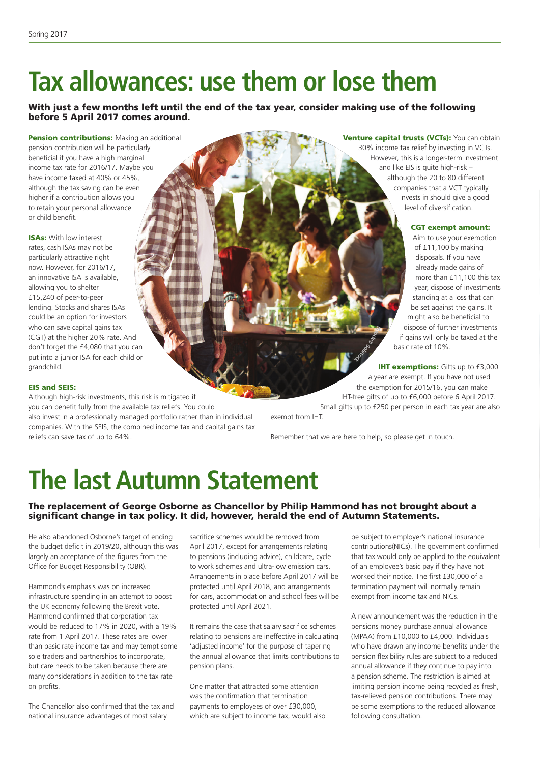# Tax allowances: use them or lose them

**With just a few months left until the end of the tax year, consider making use of the following before 5 April 2017 comes around.**

**Pension contributions:** Making an additional pension contribution will be particularly beneficial if you have a high marginal income tax rate for 2016/17. Maybe you have income taxed at 40% or 45%, although the tax saving can be even higher if a contribution allows you to retain your personal allowance or child benefit.

**ISAs:** With low interest rates, cash ISAs may not be particularly attractive right now. However, for 2016/17, an innovative ISA is available, allowing you to shelter £15,240 of peer-to-peer lending. Stocks and shares ISAs could be an option for investors who can save capital gains tax (CGT) at the higher 20% rate. And don't forget the £4,080 that you can put into a junior ISA for each child or grandchild.

**EIS and SEIS:** Although high-risk investments, this risk is mitigated if you can benefit fully from the available tax reliefs. You could also invest in a professionally managed portfolio rather than in individual companies. With the SEIS, the combined income tax and capital gains tax reliefs can save tax of up to 64%.

**Venture capital trusts (VCTs):** You can obtain 30% income tax relief by investing in VCTs. However, this is a longer-term investment and like EIS is quite high-risk – although the 20 to 80 different companies that a VCT typically invests in should give a good level of diversification.

**CGT exempt amount:** Aim to use your exemption of £11,100 by making disposals. If you have already made gains of more than £11,100 this tax year, dispose of investments standing at a loss that can be set against the gains. It might also be beneficial to dispose of further investments if gains will only be taxed at the basic rate of 10%.

**IHT exemptions:** Gifts up to £3,000 a year are exempt. If you have not used the exemption for 2015/16, you can make IHT-free gifts of up to £6,000 before 6 April 2017. Small gifts up to £250 per person in each tax year are also exempt from IHT.

Remember that we are here to help, so please get in touch.

# The last Autumn Statement

**The replacement of George Osborne as Chancellor by Philip Hammond has not brought about a significant change in tax policy. It did, however, herald the end of Autumn Statements.**

He also abandoned Osborne's target of ending the budget deficit in 2019/20, although this was largely an acceptance of the figures from the Office for Budget Responsibility (OBR).

Hammond's emphasis was on increased infrastructure spending in an attempt to boost the UK economy following the Brexit vote. Hammond confirmed that corporation tax would be reduced to 17% in 2020, with a 19% rate from 1 April 2017. These rates are lower than basic rate income tax and may tempt some sole traders and partnerships to incorporate, but care needs to be taken because there are many considerations in addition to the tax rate on profits.

The Chancellor also confirmed that the tax and national insurance advantages of most salary sacrifice schemes would be removed from April 2017, except for arrangements relating to pensions (including advice), childcare, cycle to work schemes and ultra-low emission cars. Arrangements in place before April 2017 will be protected until April 2018, and arrangements for cars, accommodation and school fees will be protected until April 2021.

It remains the case that salary sacrifice schemes relating to pensions are ineffective in calculating 'adjusted income' for the purpose of tapering the annual allowance that limits contributions to pension plans.

One matter that attracted some attention was the confirmation that termination payments to employees of over £30,000, which are subject to income tax, would also be subject to employer's national insurance contributions(NICs). The government confirmed that tax would only be applied to the equivalent of an employee's basic pay if they have not worked their notice. The first £30,000 of a termination payment will normally remain exempt from income tax and NICs.

A new announcement was the reduction in the pensions money purchase annual allowance (MPAA) from £10,000 to £4,000. Individuals who have drawn any income benefits under the pension flexibility rules are subject to a reduced annual allowance if they continue to pay into a pension scheme. The restriction is aimed at limiting pension income being recycled as fresh, tax-relieved pension contributions. There may be some exemptions to the reduced allowance following consultation.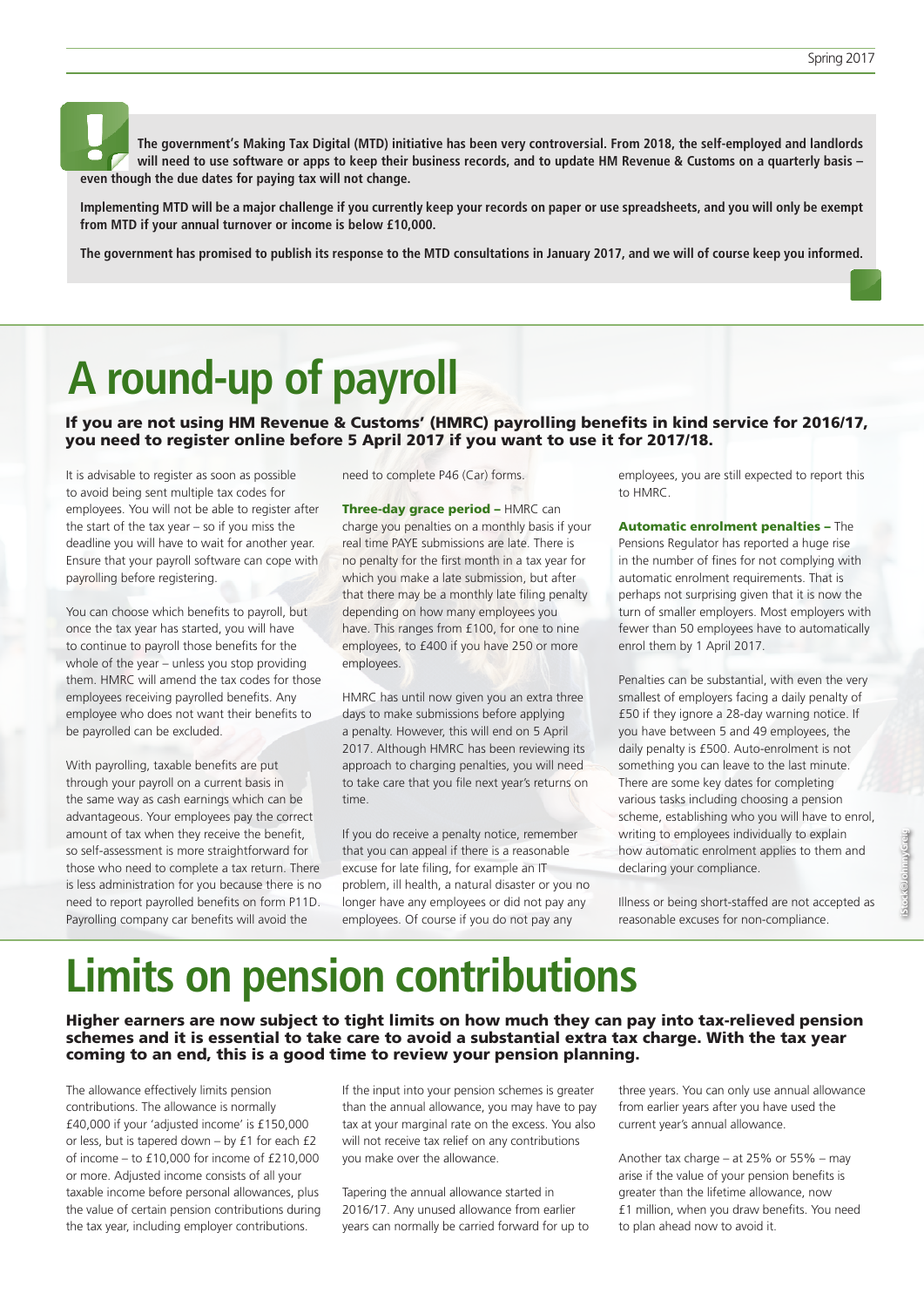**The government's Making Tax Digital (MTD) initiative has been very controversial. From 2018, the self-employed and landlords will need to use software or apps to keep their business records, and to update HM Revenue & Customs on a quarterly basis – even though the due dates for paying tax will not change.**

**Implementing MTD will be a major challenge if you currently keep your records on paper or use spreadsheets, and you will only be exempt from MTD if your annual turnover or income is below £10,000.**

**The government has promised to publish its response to the MTD consultations in January 2017, and we will of course keep you informed.**

# A round-up of payroll

**If you are not using HM Revenue & Customs' (HMRC) payrolling benefits in kind service for 2016/17, you need to register online before 5 April 2017 if you want to use it for 2017/18.**

It is advisable to register as soon as possible to avoid being sent multiple tax codes for employees. You will not be able to register after the start of the tax year – so if you miss the deadline you will have to wait for another year. Ensure that your payroll software can cope with payrolling before registering.

You can choose which benefits to payroll, but once the tax year has started, you will have to continue to payroll those benefits for the whole of the year – unless you stop providing them. HMRC will amend the tax codes for those employees receiving payrolled benefits. Any employee who does not want their benefits to be payrolled can be excluded.

With payrolling, taxable benefits are put through your payroll on a current basis in the same way as cash earnings which can be advantageous. Your employees pay the correct amount of tax when they receive the benefit, so self-assessment is more straightforward for those who need to complete a tax return. There is less administration for you because there is no need to report payrolled benefits on form P11D. Payrolling company car benefits will avoid the need to complete P46 (Car) forms.

**Three-day grace period –** HMRC can charge you penalties on a monthly basis if your real time PAYE submissions are late. There is no penalty for the first month in a tax year for which you make a late submission, but after that there may be a monthly late filing penalty depending on how many employees you have. This ranges from £100, for one to nine employees, to £400 if you have 250 or more employees.

HMRC has until now given you an extra three days to make submissions before applying a penalty. However, this will end on 5 April 2017. Although HMRC has been reviewing its approach to charging penalties, you will need to take care that you file next year's returns on time.

If you do receive a penalty notice, remember that you can appeal if there is a reasonable excuse for late filing, for example an IT problem, ill health, a natural disaster or you no longer have any employees or did not pay any employees. Of course if you do not pay any employees, you are still expected to report this to HMRC.

**Automatic enrolment penalties –** The Pensions Regulator has reported a huge rise in the number of fines for not complying with automatic enrolment requirements. That is perhaps not surprising given that it is now the turn of smaller employers. Most employers with fewer than 50 employees have to automatically enrol them by 1 April 2017.

Penalties can be substantial, with even the very smallest of employers facing a daily penalty of £50 if they ignore a 28-day warning notice. If you have between 5 and 49 employees, the daily penalty is £500. Auto-enrolment is not something you can leave to the last minute. There are some key dates for completing various tasks including choosing a pension scheme, establishing who you will have to enrol, writing to employees individually to explain how automatic enrolment applies to them and declaring your compliance.

Illness or being short-staffed are not accepted as reasonable excuses for non-compliance.

# Limits on pension contributions

**Higher earners are now subject to tight limits on how much they can pay into tax-relieved pension schemes and it is essential to take care to avoid a substantial extra tax charge. With the tax year coming to an end, this is a good time to review your pension planning.**

The allowance effectively limits pension contributions. The allowance is normally £40,000 if your 'adjusted income' is £150,000 or less, but is tapered down – by £1 for each £2 of income – to £10,000 for income of £210,000 or more. Adjusted income consists of all your taxable income before personal allowances, plus the value of certain pension contributions during the tax year, including employer contributions.

If the input into your pension schemes is greater than the annual allowance, you may have to pay tax at your marginal rate on the excess. You also will not receive tax relief on any contributions you make over the allowance.

Tapering the annual allowance started in 2016/17. Any unused allowance from earlier years can normally be carried forward for up to three years. You can only use annual allowance from earlier years after you have used the current year's annual allowance.

Another tax charge – at 25% or 55% – may arise if the value of your pension benefits is greater than the lifetime allowance, now £1 million, when you draw benefits. You need to plan ahead now to avoid it.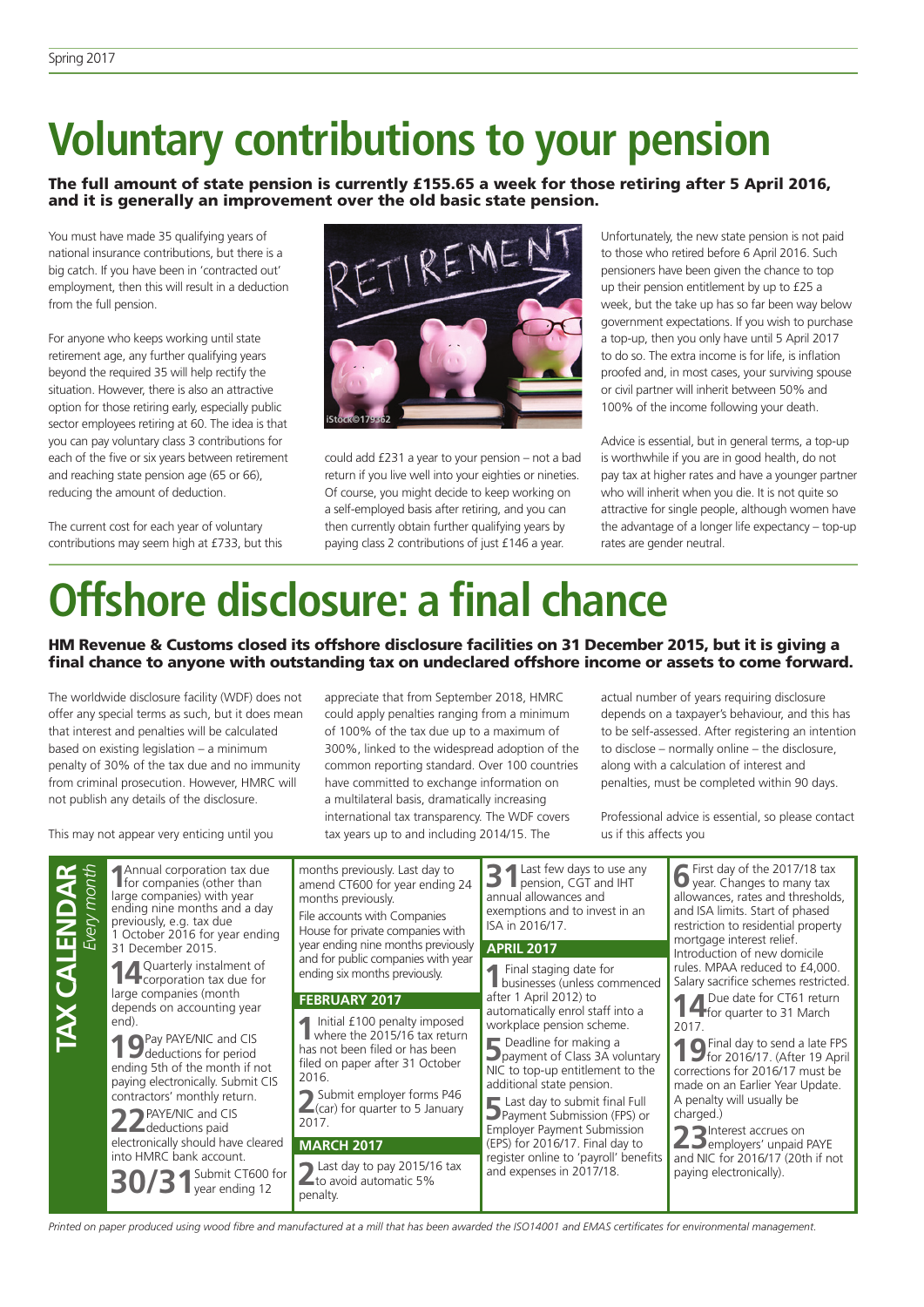Spring 2017

# Voluntary contributions to your pension

**The full amount of state pension is currently £155.65 a week for those retiring after 5 April 2016, and it is generally an improvement over the old basic state pension.**

You must have made 35 qualifying years of national insurance contributions, but there is a big catch. If you have been in 'contracted out' employment, then this will result in a deduction from the full pension.

For anyone who keeps working until state retirement age, any further qualifying years beyond the required 35 will help rectify the situation. However, there is also an attractive option for those retiring early, especially public sector employees retiring at 60. The idea is that you can pay voluntary class 3 contributions for each of the five or six years between retirement and reaching state pension age (65 or 66), reducing the amount of deduction.

The current cost for each year of voluntary contributions may seem high at £733, but this could add £231 a year to your pension – not a bad return if you live well into your eighties or nineties. Of course, you might decide to keep working on a self-employed basis after retiring, and you can then currently obtain further qualifying years by paying class 2 contributions of just £146 a year.

Unfortunately, the new state pension is not paid to those who retired before 6 April 2016. Such pensioners have been given the chance to top up their pension entitlement by up to £25 a week, but the take up has so far been way below government expectations. If you wish to purchase a top-up, then you only have until 5 April 2017 to do so. The extra income is for life, is inflation proofed and, in most cases, your surviving spouse or civil partner will inherit between 50% and 100% of the income following your death.

Advice is essential, but in general terms, a top-up is worthwhile if you are in good health, do not pay tax at higher rates and have a younger partner who will inherit when you die. It is not quite so attractive for single people, although women have the advantage of a longer life expectancy – top-up rates are gender neutral.

# Offshore disclosure: a final chance

**HM Revenue & Customs closed its offshore disclosure facilities on 31 December 2015, but it is giving a final chance to anyone with outstanding tax on undeclared offshore income or assets to come forward.**

The worldwide disclosure facility (WDF) does not offer any special terms as such, but it does mean that interest and penalties will be calculated based on existing legislation – a minimum penalty of 30% of the tax due and no immunity from criminal prosecution. However, HMRC will not publish any details of the disclosure.

This may not appear very enticing until you appreciate that from September 2018, HMRC could apply penalties ranging from a minimum of 100% of the tax due up to a maximum of 300%, linked to the widespread adoption of the common reporting standard. Over 100 countries have committed to exchange information on a multilateral basis, dramatically increasing international tax transparency. The WDF covers tax years up to and including 2014/15. The actual number of years requiring disclosure depends on a taxpayer's behaviour, and this has to be self-assessed. After registering an intention to disclose – normally online – the disclosure, along with a calculation of interest and penalties, must be completed within 90 days.

Professional advice is essential, so please contact us if this affects you

## TAX CALENDAR

*Every month*

**1** Annual corporation tax due for companies (other than large companies) with year ending nine months and a day previously, e.g. tax due 1 October 2016 for year ending 31 December 2015.

**14** Quarterly instalment of corporation tax due for large companies (month depends on accounting year end).

**19** Pay PAYE/NIC and CIS deductions for period ending 5th of the month if not paying electronically. Submit CIS contractors' monthly return.

**22** PAYE/NIC and CIS deductions paid electronically should have cleared into HMRC bank account.

**30/31** Submit CT600 for year ending 12 months previously. Last day to amend CT600 for year ending 24 months previously.
File accounts with Companies House for private companies with year ending nine months previously and for public companies with year ending six months previously.

**FEBRUARY 2017**

**1** Initial £100 penalty imposed where the 2015/16 tax return has not been filed or has been filed on paper after 31 October 2016.

**2** Submit employer forms P46 (car) for quarter to 5 January 2017.

**MARCH 2017**

**2** Last day to pay 2015/16 tax to avoid automatic 5% penalty.

**31** Last few days to use any pension, CGT and IHT annual allowances and exemptions and to invest in an ISA in 2016/17.

**APRIL 2017**

**1** Final staging date for businesses (unless commenced after 1 April 2012) to automatically enrol staff into a workplace pension scheme.

**5** Deadline for making a payment of Class 3A voluntary NIC to top-up entitlement to the additional state pension.

**5** Last day to submit final Full Payment Submission (FPS) or Employer Payment Submission (EPS) for 2016/17. Final day to register online to 'payroll' benefits and expenses in 2017/18.

**6** First day of the 2017/18 tax year. Changes to many tax allowances, rates and thresholds, and ISA limits. Start of phased restriction to residential property mortgage interest relief. Introduction of new domicile rules. MPAA reduced to £4,000. Salary sacrifice schemes restricted.

**14** Due date for CT61 return for quarter to 31 March 2017.

**19** Final day to send a late FPS for 2016/17. (After 19 April corrections for 2016/17 must be made on an Earlier Year Update. A penalty will usually be charged.)

**23** Interest accrues on employers' unpaid PAYE and NIC for 2016/17 (20th if not paying electronically).

*Printed on paper produced using wood fibre and manufactured at a mill that has been awarded the ISO14001 and EMAS certificates for environmental management.*